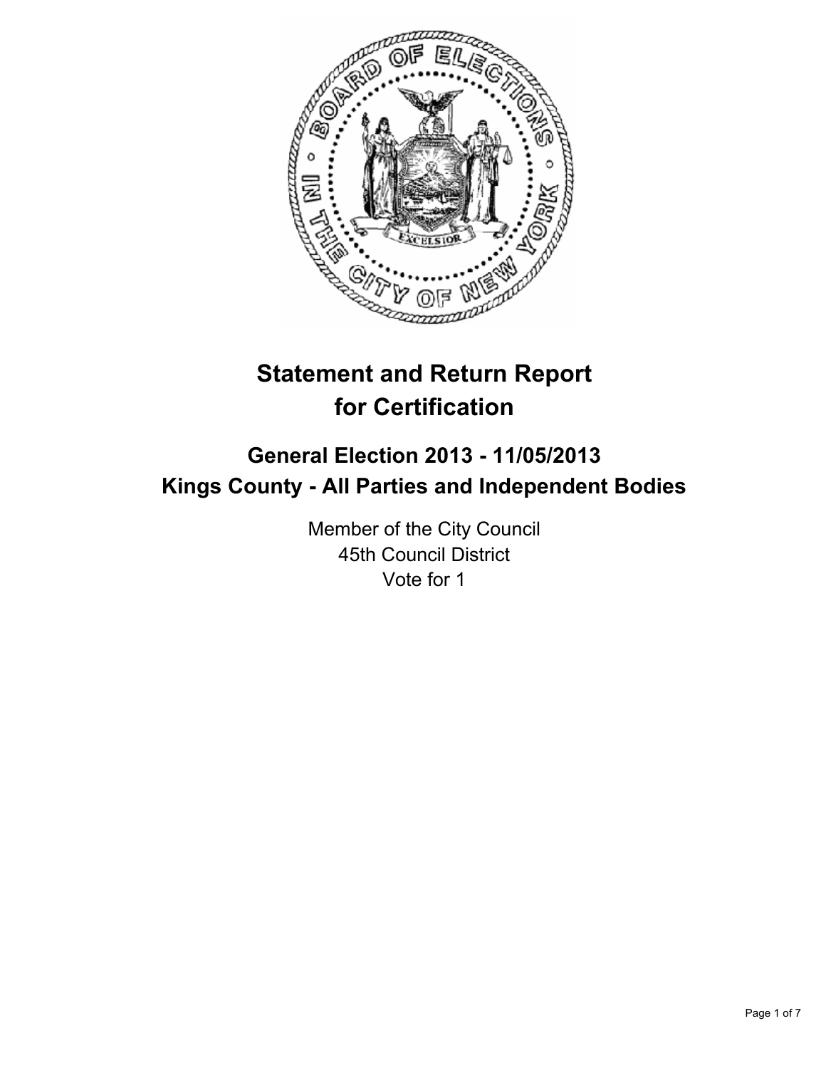# Statement and Return Report for Certification

## General Election 2013 - 11/05/2013
## Kings County - All Parties and Independent Bodies

Member of the City Council
45th Council District
Vote for 1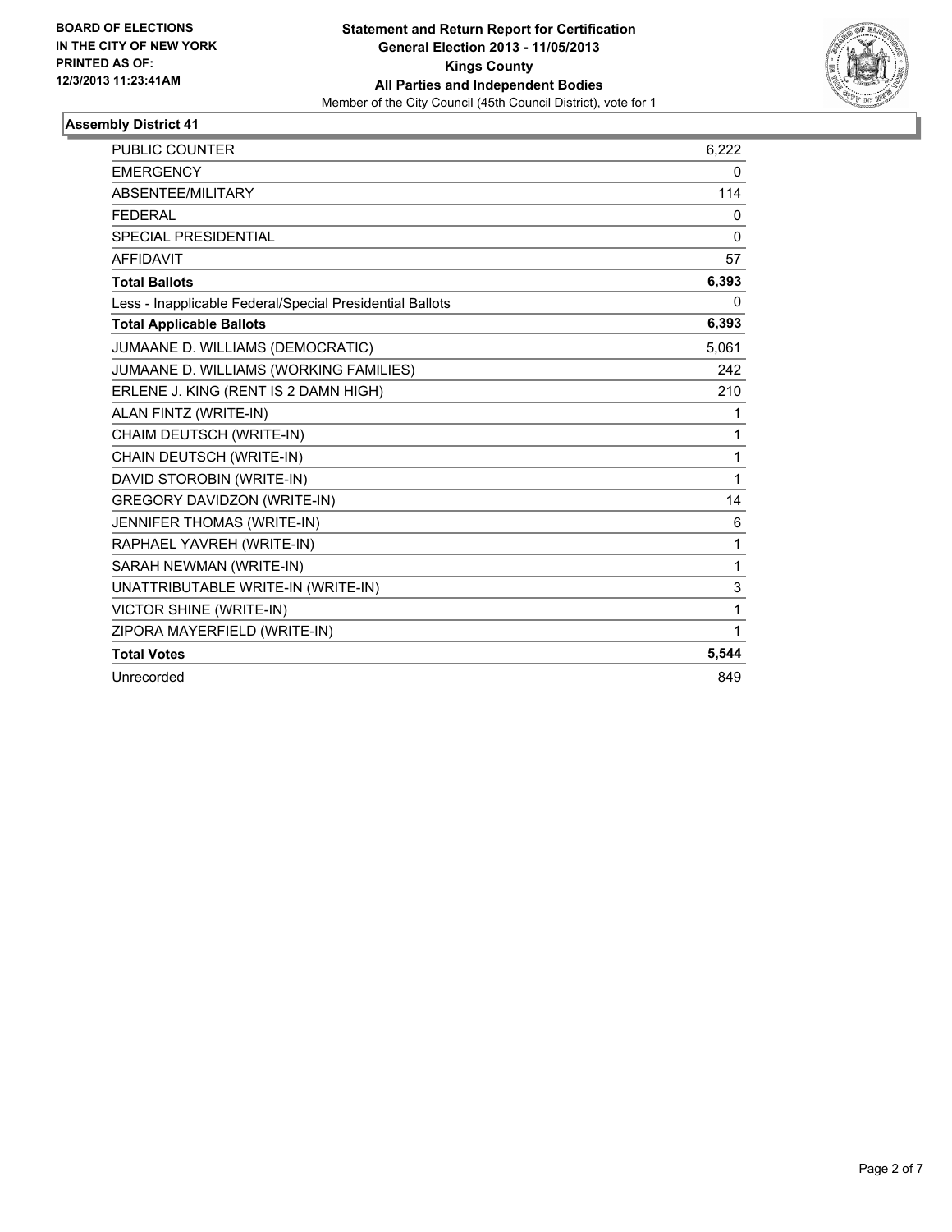**BOARD OF ELECTIONS IN THE CITY OF NEW YORK PRINTED AS OF: 12/3/2013 11:23:41AM**

**Statement and Return Report for Certification**
**General Election 2013 - 11/05/2013**
**Kings County**
**All Parties and Independent Bodies**
Member of the City Council (45th Council District), vote for 1

### Assembly District 41

| | |
|---|---|
| PUBLIC COUNTER | 6,222 |
| EMERGENCY | 0 |
| ABSENTEE/MILITARY | 114 |
| FEDERAL | 0 |
| SPECIAL PRESIDENTIAL | 0 |
| AFFIDAVIT | 57 |
| **Total Ballots** | **6,393** |
| Less - Inapplicable Federal/Special Presidential Ballots | 0 |
| **Total Applicable Ballots** | **6,393** |
| JUMAANE D. WILLIAMS (DEMOCRATIC) | 5,061 |
| JUMAANE D. WILLIAMS (WORKING FAMILIES) | 242 |
| ERLENE J. KING (RENT IS 2 DAMN HIGH) | 210 |
| ALAN FINTZ (WRITE-IN) | 1 |
| CHAIM DEUTSCH (WRITE-IN) | 1 |
| CHAIN DEUTSCH (WRITE-IN) | 1 |
| DAVID STOROBIN (WRITE-IN) | 1 |
| GREGORY DAVIDZON (WRITE-IN) | 14 |
| JENNIFER THOMAS (WRITE-IN) | 6 |
| RAPHAEL YAVREH (WRITE-IN) | 1 |
| SARAH NEWMAN (WRITE-IN) | 1 |
| UNATTRIBUTABLE WRITE-IN (WRITE-IN) | 3 |
| VICTOR SHINE (WRITE-IN) | 1 |
| ZIPORA MAYERFIELD (WRITE-IN) | 1 |
| **Total Votes** | **5,544** |
| Unrecorded | 849 |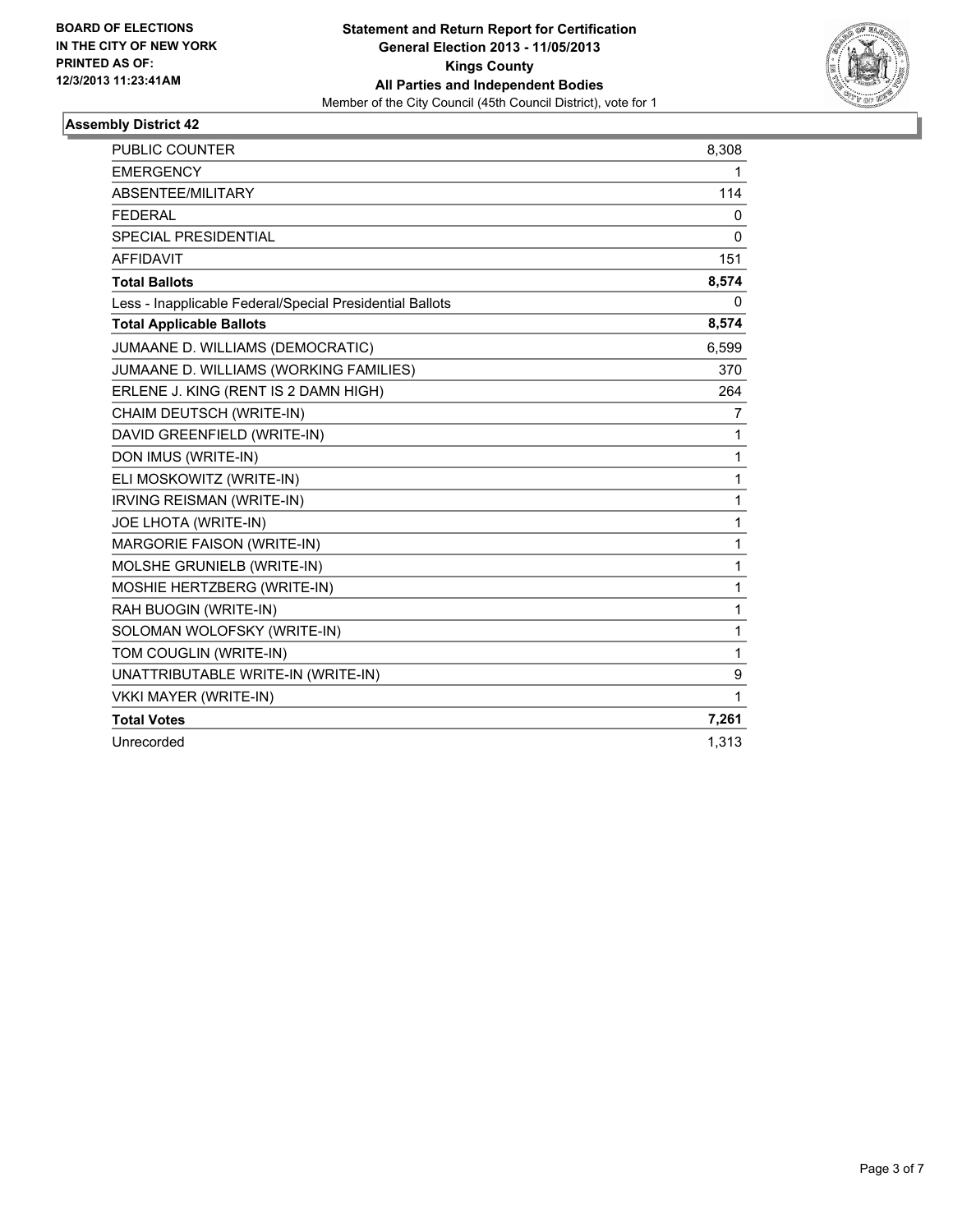**BOARD OF ELECTIONS IN THE CITY OF NEW YORK PRINTED AS OF: 12/3/2013 11:23:41AM**

**Statement and Return Report for Certification General Election 2013 - 11/05/2013 Kings County All Parties and Independent Bodies**

Member of the City Council (45th Council District), vote for 1

## Assembly District 42

| | |
|---|---|
| PUBLIC COUNTER | 8,308 |
| EMERGENCY | 1 |
| ABSENTEE/MILITARY | 114 |
| FEDERAL | 0 |
| SPECIAL PRESIDENTIAL | 0 |
| AFFIDAVIT | 151 |
| **Total Ballots** | **8,574** |
| Less - Inapplicable Federal/Special Presidential Ballots | 0 |
| **Total Applicable Ballots** | **8,574** |
| JUMAANE D. WILLIAMS (DEMOCRATIC) | 6,599 |
| JUMAANE D. WILLIAMS (WORKING FAMILIES) | 370 |
| ERLENE J. KING (RENT IS 2 DAMN HIGH) | 264 |
| CHAIM DEUTSCH (WRITE-IN) | 7 |
| DAVID GREENFIELD (WRITE-IN) | 1 |
| DON IMUS (WRITE-IN) | 1 |
| ELI MOSKOWITZ (WRITE-IN) | 1 |
| IRVING REISMAN (WRITE-IN) | 1 |
| JOE LHOTA (WRITE-IN) | 1 |
| MARGORIE FAISON (WRITE-IN) | 1 |
| MOLSHE GRUNIELB (WRITE-IN) | 1 |
| MOSHIE HERTZBERG (WRITE-IN) | 1 |
| RAH BUOGIN (WRITE-IN) | 1 |
| SOLOMAN WOLOFSKY (WRITE-IN) | 1 |
| TOM COUGLIN (WRITE-IN) | 1 |
| UNATTRIBUTABLE WRITE-IN (WRITE-IN) | 9 |
| VKKI MAYER (WRITE-IN) | 1 |
| **Total Votes** | **7,261** |
| Unrecorded | 1,313 |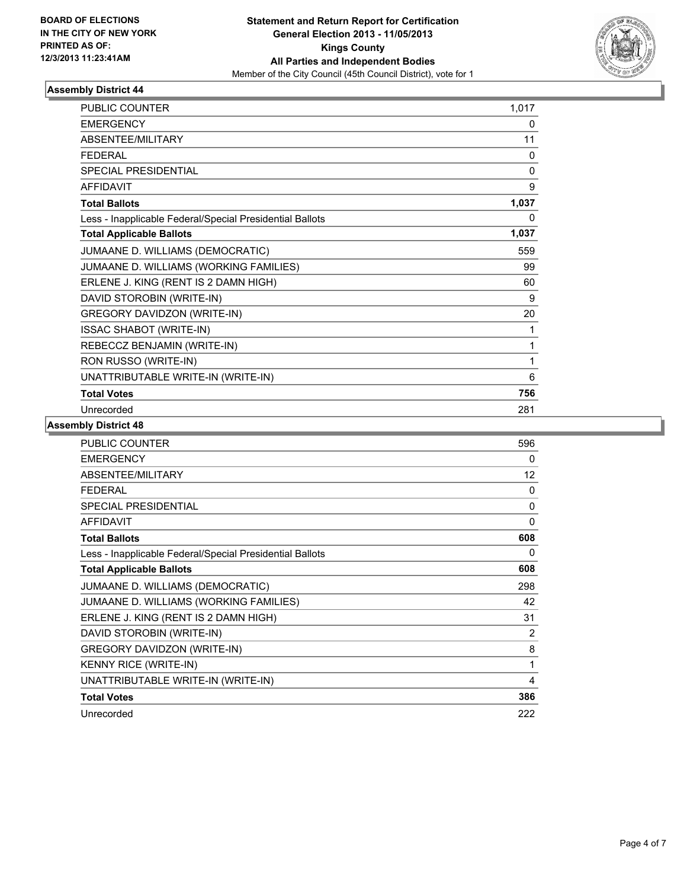BOARD OF ELECTIONS
IN THE CITY OF NEW YORK
PRINTED AS OF:
12/3/2013 11:23:41AM

**Statement and Return Report for Certification**
**General Election 2013 - 11/05/2013**
**Kings County**
**All Parties and Independent Bodies**
Member of the City Council (45th Council District), vote for 1

### Assembly District 44

| | |
|---|---|
| PUBLIC COUNTER | 1,017 |
| EMERGENCY | 0 |
| ABSENTEE/MILITARY | 11 |
| FEDERAL | 0 |
| SPECIAL PRESIDENTIAL | 0 |
| AFFIDAVIT | 9 |
| **Total Ballots** | **1,037** |
| Less - Inapplicable Federal/Special Presidential Ballots | 0 |
| **Total Applicable Ballots** | **1,037** |
| JUMAANE D. WILLIAMS (DEMOCRATIC) | 559 |
| JUMAANE D. WILLIAMS (WORKING FAMILIES) | 99 |
| ERLENE J. KING (RENT IS 2 DAMN HIGH) | 60 |
| DAVID STOROBIN (WRITE-IN) | 9 |
| GREGORY DAVIDZON (WRITE-IN) | 20 |
| ISSAC SHABOT (WRITE-IN) | 1 |
| REBECCZ BENJAMIN (WRITE-IN) | 1 |
| RON RUSSO (WRITE-IN) | 1 |
| UNATTRIBUTABLE WRITE-IN (WRITE-IN) | 6 |
| **Total Votes** | **756** |
| Unrecorded | 281 |

### Assembly District 48

| | |
|---|---|
| PUBLIC COUNTER | 596 |
| EMERGENCY | 0 |
| ABSENTEE/MILITARY | 12 |
| FEDERAL | 0 |
| SPECIAL PRESIDENTIAL | 0 |
| AFFIDAVIT | 0 |
| **Total Ballots** | **608** |
| Less - Inapplicable Federal/Special Presidential Ballots | 0 |
| **Total Applicable Ballots** | **608** |
| JUMAANE D. WILLIAMS (DEMOCRATIC) | 298 |
| JUMAANE D. WILLIAMS (WORKING FAMILIES) | 42 |
| ERLENE J. KING (RENT IS 2 DAMN HIGH) | 31 |
| DAVID STOROBIN (WRITE-IN) | 2 |
| GREGORY DAVIDZON (WRITE-IN) | 8 |
| KENNY RICE (WRITE-IN) | 1 |
| UNATTRIBUTABLE WRITE-IN (WRITE-IN) | 4 |
| **Total Votes** | **386** |
| Unrecorded | 222 |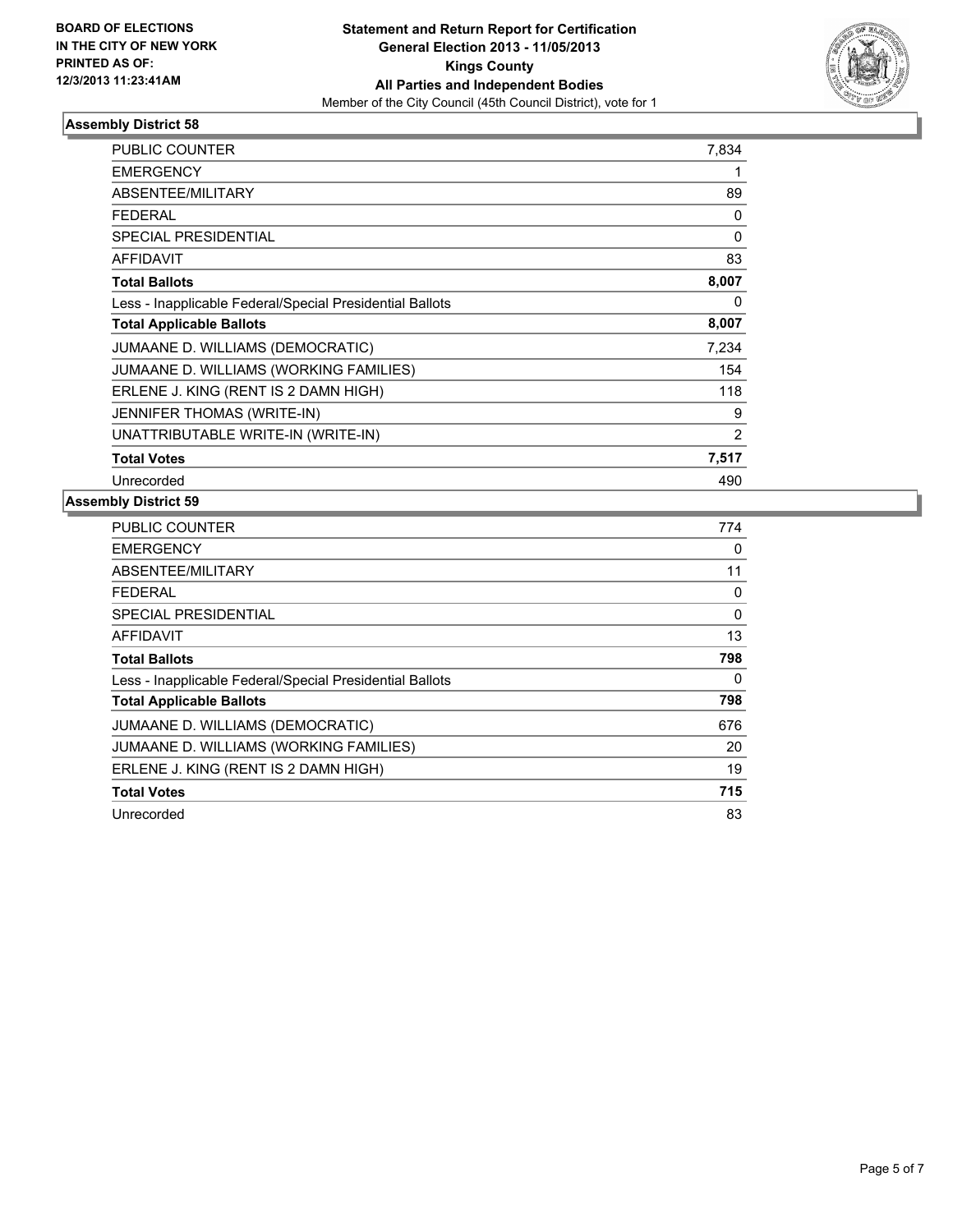**BOARD OF ELECTIONS IN THE CITY OF NEW YORK PRINTED AS OF: 12/3/2013 11:23:41AM**

**Statement and Return Report for Certification**
**General Election 2013 - 11/05/2013**
**Kings County**
**All Parties and Independent Bodies**
Member of the City Council (45th Council District), vote for 1

### Assembly District 58

| | |
|---|---|
| PUBLIC COUNTER | 7,834 |
| EMERGENCY | 1 |
| ABSENTEE/MILITARY | 89 |
| FEDERAL | 0 |
| SPECIAL PRESIDENTIAL | 0 |
| AFFIDAVIT | 83 |
| **Total Ballots** | **8,007** |
| Less - Inapplicable Federal/Special Presidential Ballots | 0 |
| **Total Applicable Ballots** | **8,007** |
| JUMAANE D. WILLIAMS (DEMOCRATIC) | 7,234 |
| JUMAANE D. WILLIAMS (WORKING FAMILIES) | 154 |
| ERLENE J. KING (RENT IS 2 DAMN HIGH) | 118 |
| JENNIFER THOMAS (WRITE-IN) | 9 |
| UNATTRIBUTABLE WRITE-IN (WRITE-IN) | 2 |
| **Total Votes** | **7,517** |
| Unrecorded | 490 |

### Assembly District 59

| | |
|---|---|
| PUBLIC COUNTER | 774 |
| EMERGENCY | 0 |
| ABSENTEE/MILITARY | 11 |
| FEDERAL | 0 |
| SPECIAL PRESIDENTIAL | 0 |
| AFFIDAVIT | 13 |
| **Total Ballots** | **798** |
| Less - Inapplicable Federal/Special Presidential Ballots | 0 |
| **Total Applicable Ballots** | **798** |
| JUMAANE D. WILLIAMS (DEMOCRATIC) | 676 |
| JUMAANE D. WILLIAMS (WORKING FAMILIES) | 20 |
| ERLENE J. KING (RENT IS 2 DAMN HIGH) | 19 |
| **Total Votes** | **715** |
| Unrecorded | 83 |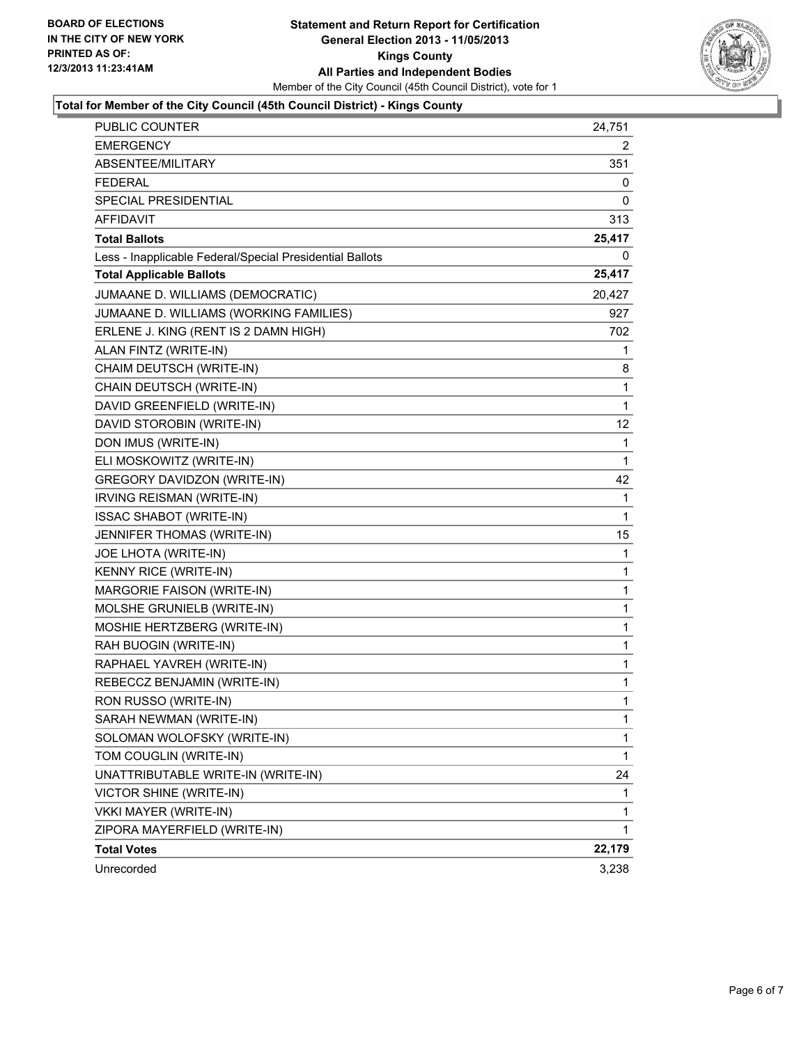**BOARD OF ELECTIONS IN THE CITY OF NEW YORK PRINTED AS OF: 12/3/2013 11:23:41AM**

# Statement and Return Report for Certification
## General Election 2013 - 11/05/2013
## Kings County
## All Parties and Independent Bodies

Member of the City Council (45th Council District), vote for 1

### Total for Member of the City Council (45th Council District) - Kings County

| | |
|---|---|
| PUBLIC COUNTER | 24,751 |
| EMERGENCY | 2 |
| ABSENTEE/MILITARY | 351 |
| FEDERAL | 0 |
| SPECIAL PRESIDENTIAL | 0 |
| AFFIDAVIT | 313 |
| **Total Ballots** | **25,417** |
| Less - Inapplicable Federal/Special Presidential Ballots | 0 |
| **Total Applicable Ballots** | **25,417** |
| JUMAANE D. WILLIAMS (DEMOCRATIC) | 20,427 |
| JUMAANE D. WILLIAMS (WORKING FAMILIES) | 927 |
| ERLENE J. KING (RENT IS 2 DAMN HIGH) | 702 |
| ALAN FINTZ (WRITE-IN) | 1 |
| CHAIM DEUTSCH (WRITE-IN) | 8 |
| CHAIN DEUTSCH (WRITE-IN) | 1 |
| DAVID GREENFIELD (WRITE-IN) | 1 |
| DAVID STOROBIN (WRITE-IN) | 12 |
| DON IMUS (WRITE-IN) | 1 |
| ELI MOSKOWITZ (WRITE-IN) | 1 |
| GREGORY DAVIDZON (WRITE-IN) | 42 |
| IRVING REISMAN (WRITE-IN) | 1 |
| ISSAC SHABOT (WRITE-IN) | 1 |
| JENNIFER THOMAS (WRITE-IN) | 15 |
| JOE LHOTA (WRITE-IN) | 1 |
| KENNY RICE (WRITE-IN) | 1 |
| MARGORIE FAISON (WRITE-IN) | 1 |
| MOLSHE GRUNIELB (WRITE-IN) | 1 |
| MOSHIE HERTZBERG (WRITE-IN) | 1 |
| RAH BUOGIN (WRITE-IN) | 1 |
| RAPHAEL YAVREH (WRITE-IN) | 1 |
| REBECCZ BENJAMIN (WRITE-IN) | 1 |
| RON RUSSO (WRITE-IN) | 1 |
| SARAH NEWMAN (WRITE-IN) | 1 |
| SOLOMAN WOLOFSKY (WRITE-IN) | 1 |
| TOM COUGLIN (WRITE-IN) | 1 |
| UNATTRIBUTABLE WRITE-IN (WRITE-IN) | 24 |
| VICTOR SHINE (WRITE-IN) | 1 |
| VKKI MAYER (WRITE-IN) | 1 |
| ZIPORA MAYERFIELD (WRITE-IN) | 1 |
| **Total Votes** | **22,179** |
| Unrecorded | 3,238 |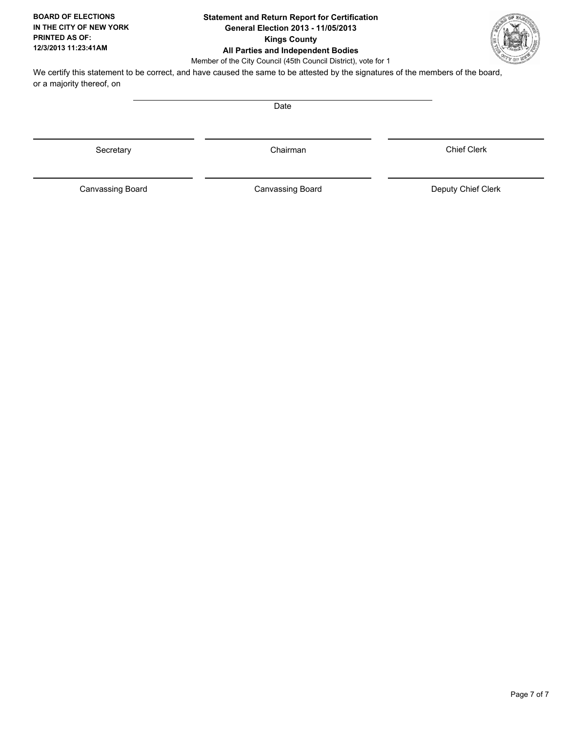**BOARD OF ELECTIONS IN THE CITY OF NEW YORK PRINTED AS OF: 12/3/2013 11:23:41AM**

**Statement and Return Report for Certification**
**General Election 2013 - 11/05/2013**
**Kings County**
**All Parties and Independent Bodies**

Member of the City Council (45th Council District), vote for 1

We certify this statement to be correct, and have caused the same to be attested by the signatures of the members of the board, or a majority thereof, on

\_\_\_\_\_\_\_\_\_\_\_\_\_\_\_\_\_\_\_\_\_\_\_\_\_\_\_\_\_\_
Date

| | | |
|---|---|---|
| Secretary | Chairman | Chief Clerk |
| Canvassing Board | Canvassing Board | Deputy Chief Clerk |